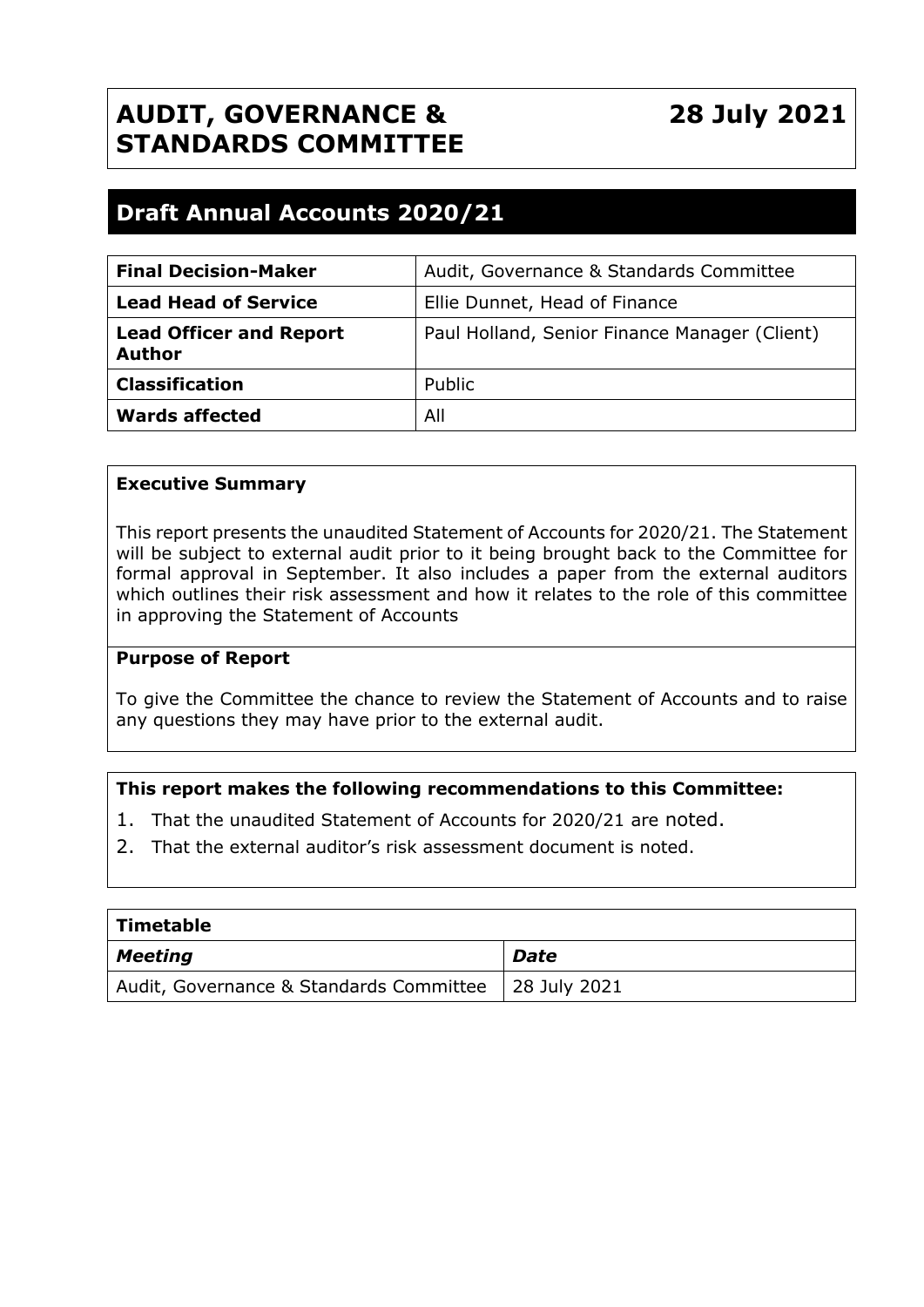# AUDIT, GOVERNANCE & STANDARDS COMMITTEE

**28 July 2021**

## Draft Annual Accounts 2020/21

| | |
|---|---|
| **Final Decision-Maker** | Audit, Governance & Standards Committee |
| **Lead Head of Service** | Ellie Dunnet, Head of Finance |
| **Lead Officer and Report Author** | Paul Holland, Senior Finance Manager (Client) |
| **Classification** | Public |
| **Wards affected** | All |

**Executive Summary**

This report presents the unaudited Statement of Accounts for 2020/21. The Statement will be subject to external audit prior to it being brought back to the Committee for formal approval in September. It also includes a paper from the external auditors which outlines their risk assessment and how it relates to the role of this committee in approving the Statement of Accounts

**Purpose of Report**

To give the Committee the chance to review the Statement of Accounts and to raise any questions they may have prior to the external audit.

**This report makes the following recommendations to this Committee:**

1. That the unaudited Statement of Accounts for 2020/21 are noted.
2. That the external auditor's risk assessment document is noted.

| **Timetable** | |
|---|---|
| ***Meeting*** | ***Date*** |
| Audit, Governance & Standards Committee | 28 July 2021 |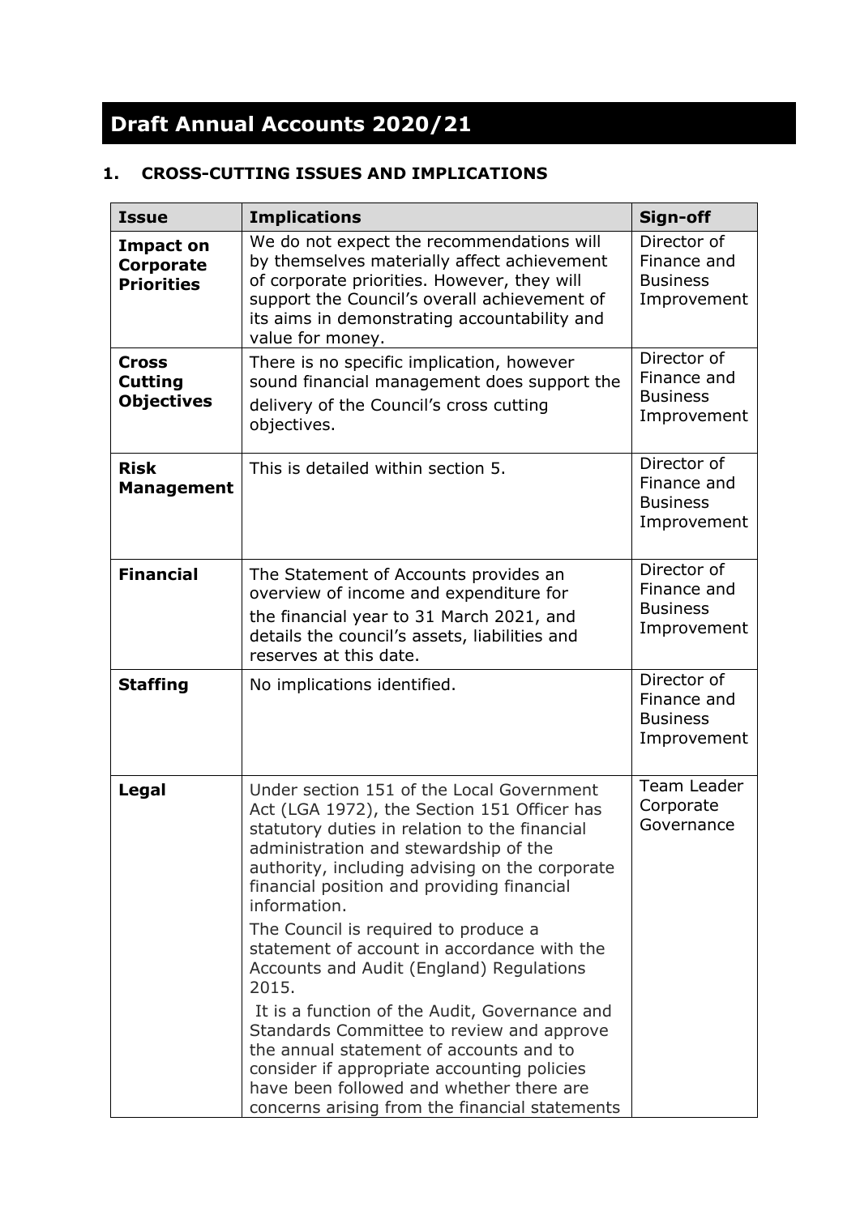# Draft Annual Accounts 2020/21

## 1. CROSS-CUTTING ISSUES AND IMPLICATIONS

| Issue | Implications | Sign-off |
| --- | --- | --- |
| **Impact on Corporate Priorities** | We do not expect the recommendations will by themselves materially affect achievement of corporate priorities. However, they will support the Council's overall achievement of its aims in demonstrating accountability and value for money. | Director of Finance and Business Improvement |
| **Cross Cutting Objectives** | There is no specific implication, however sound financial management does support the delivery of the Council's cross cutting objectives. | Director of Finance and Business Improvement |
| **Risk Management** | This is detailed within section 5. | Director of Finance and Business Improvement |
| **Financial** | The Statement of Accounts provides an overview of income and expenditure for the financial year to 31 March 2021, and details the council's assets, liabilities and reserves at this date. | Director of Finance and Business Improvement |
| **Staffing** | No implications identified. | Director of Finance and Business Improvement |
| **Legal** | Under section 151 of the Local Government Act (LGA 1972), the Section 151 Officer has statutory duties in relation to the financial administration and stewardship of the authority, including advising on the corporate financial position and providing financial information.<br><br>The Council is required to produce a statement of account in accordance with the Accounts and Audit (England) Regulations 2015.<br><br>It is a function of the Audit, Governance and Standards Committee to review and approve the annual statement of accounts and to consider if appropriate accounting policies have been followed and whether there are concerns arising from the financial statements | Team Leader Corporate Governance |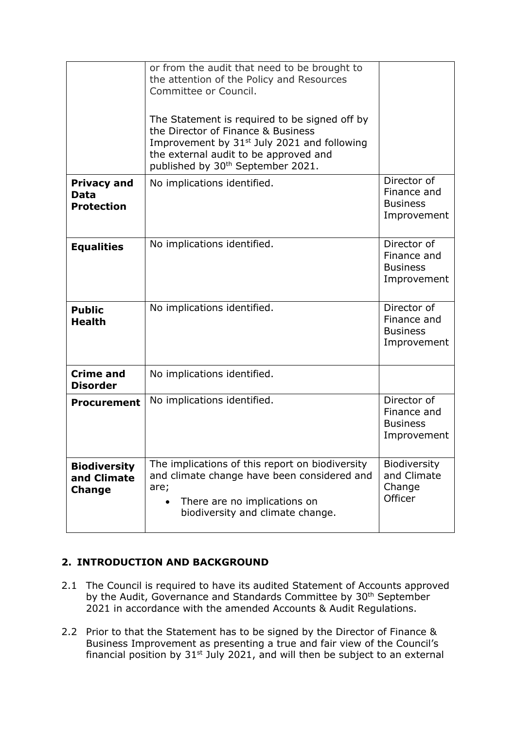| | | |
|---|---|---|
| | or from the audit that need to be brought to the attention of the Policy and Resources Committee or Council.<br><br>The Statement is required to be signed off by the Director of Finance & Business Improvement by 31st July 2021 and following the external audit to be approved and published by 30th September 2021. | |
| **Privacy and Data Protection** | No implications identified. | Director of Finance and Business Improvement |
| **Equalities** | No implications identified. | Director of Finance and Business Improvement |
| **Public Health** | No implications identified. | Director of Finance and Business Improvement |
| **Crime and Disorder** | No implications identified. | |
| **Procurement** | No implications identified. | Director of Finance and Business Improvement |
| **Biodiversity and Climate Change** | The implications of this report on biodiversity and climate change have been considered and are;<br>• There are no implications on biodiversity and climate change. | Biodiversity and Climate Change Officer |

## 2. INTRODUCTION AND BACKGROUND

2.1 The Council is required to have its audited Statement of Accounts approved by the Audit, Governance and Standards Committee by 30th September 2021 in accordance with the amended Accounts & Audit Regulations.

2.2 Prior to that the Statement has to be signed by the Director of Finance & Business Improvement as presenting a true and fair view of the Council's financial position by 31st July 2021, and will then be subject to an external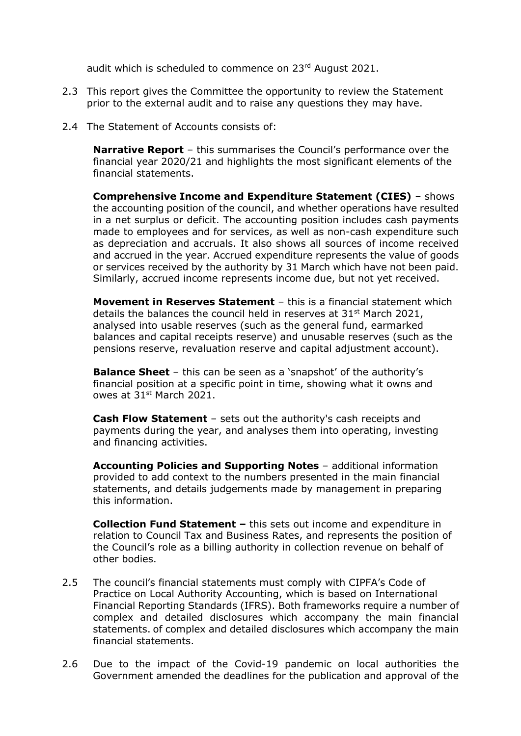audit which is scheduled to commence on 23rd August 2021.

2.3 This report gives the Committee the opportunity to review the Statement prior to the external audit and to raise any questions they may have.

2.4 The Statement of Accounts consists of:

**Narrative Report** – this summarises the Council's performance over the financial year 2020/21 and highlights the most significant elements of the financial statements.

**Comprehensive Income and Expenditure Statement (CIES)** – shows the accounting position of the council, and whether operations have resulted in a net surplus or deficit. The accounting position includes cash payments made to employees and for services, as well as non-cash expenditure such as depreciation and accruals. It also shows all sources of income received and accrued in the year. Accrued expenditure represents the value of goods or services received by the authority by 31 March which have not been paid. Similarly, accrued income represents income due, but not yet received.

**Movement in Reserves Statement** – this is a financial statement which details the balances the council held in reserves at 31st March 2021, analysed into usable reserves (such as the general fund, earmarked balances and capital receipts reserve) and unusable reserves (such as the pensions reserve, revaluation reserve and capital adjustment account).

**Balance Sheet** – this can be seen as a 'snapshot' of the authority's financial position at a specific point in time, showing what it owns and owes at 31st March 2021.

**Cash Flow Statement** – sets out the authority's cash receipts and payments during the year, and analyses them into operating, investing and financing activities.

**Accounting Policies and Supporting Notes** – additional information provided to add context to the numbers presented in the main financial statements, and details judgements made by management in preparing this information.

**Collection Fund Statement –** this sets out income and expenditure in relation to Council Tax and Business Rates, and represents the position of the Council's role as a billing authority in collection revenue on behalf of other bodies.

2.5 The council's financial statements must comply with CIPFA's Code of Practice on Local Authority Accounting, which is based on International Financial Reporting Standards (IFRS). Both frameworks require a number of complex and detailed disclosures which accompany the main financial statements. of complex and detailed disclosures which accompany the main financial statements.

2.6 Due to the impact of the Covid-19 pandemic on local authorities the Government amended the deadlines for the publication and approval of the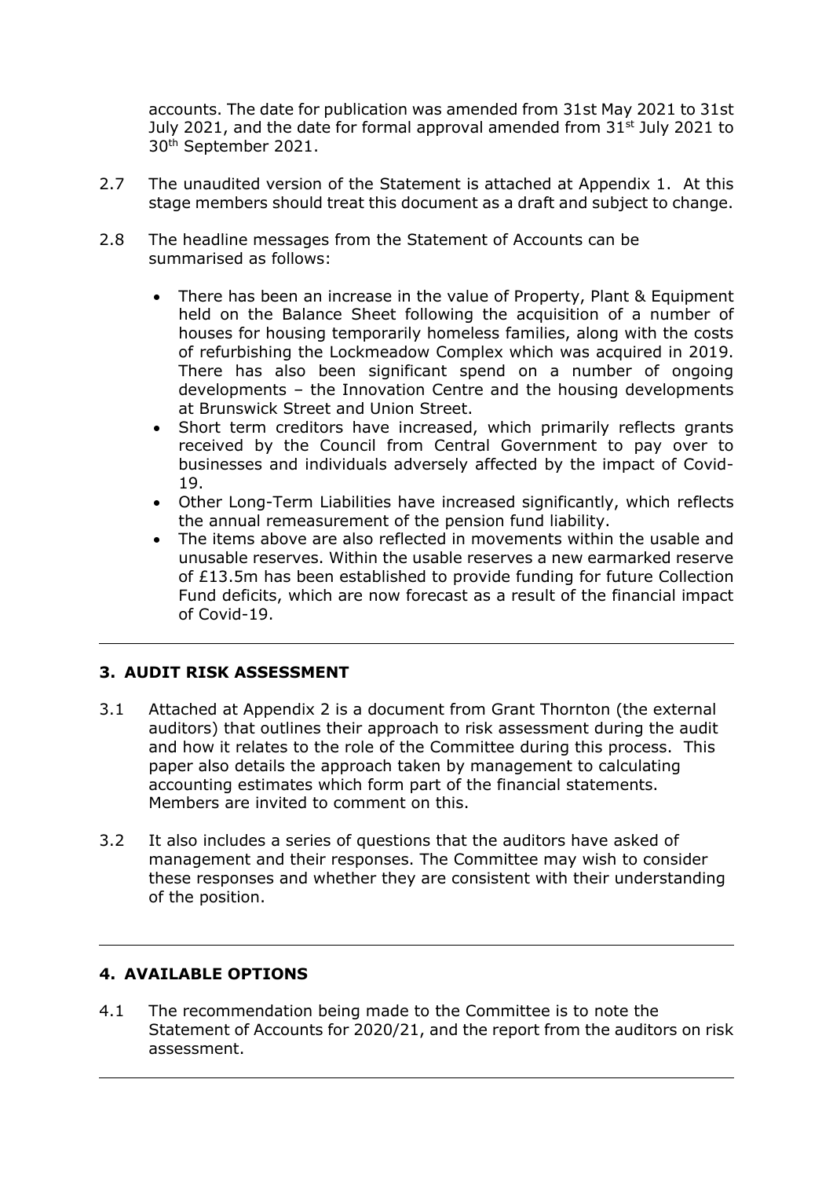accounts. The date for publication was amended from 31st May 2021 to 31st July 2021, and the date for formal approval amended from 31st July 2021 to 30th September 2021.

2.7 The unaudited version of the Statement is attached at Appendix 1. At this stage members should treat this document as a draft and subject to change.

2.8 The headline messages from the Statement of Accounts can be summarised as follows:

- There has been an increase in the value of Property, Plant & Equipment held on the Balance Sheet following the acquisition of a number of houses for housing temporarily homeless families, along with the costs of refurbishing the Lockmeadow Complex which was acquired in 2019. There has also been significant spend on a number of ongoing developments – the Innovation Centre and the housing developments at Brunswick Street and Union Street.
- Short term creditors have increased, which primarily reflects grants received by the Council from Central Government to pay over to businesses and individuals adversely affected by the impact of Covid-19.
- Other Long-Term Liabilities have increased significantly, which reflects the annual remeasurement of the pension fund liability.
- The items above are also reflected in movements within the usable and unusable reserves. Within the usable reserves a new earmarked reserve of £13.5m has been established to provide funding for future Collection Fund deficits, which are now forecast as a result of the financial impact of Covid-19.

## 3. AUDIT RISK ASSESSMENT

3.1 Attached at Appendix 2 is a document from Grant Thornton (the external auditors) that outlines their approach to risk assessment during the audit and how it relates to the role of the Committee during this process. This paper also details the approach taken by management to calculating accounting estimates which form part of the financial statements. Members are invited to comment on this.

3.2 It also includes a series of questions that the auditors have asked of management and their responses. The Committee may wish to consider these responses and whether they are consistent with their understanding of the position.

## 4. AVAILABLE OPTIONS

4.1 The recommendation being made to the Committee is to note the Statement of Accounts for 2020/21, and the report from the auditors on risk assessment.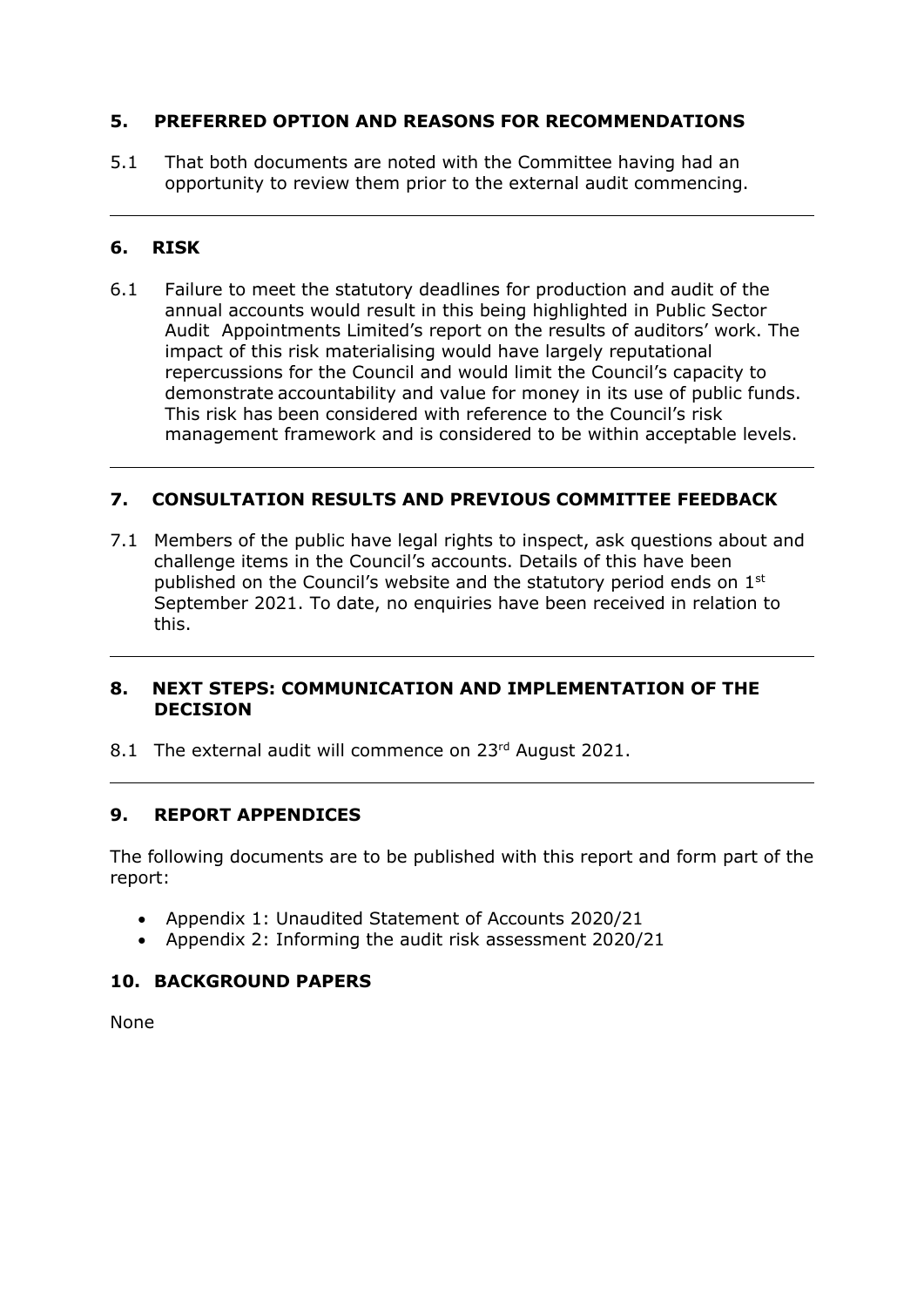## 5. PREFERRED OPTION AND REASONS FOR RECOMMENDATIONS

5.1 That both documents are noted with the Committee having had an opportunity to review them prior to the external audit commencing.

---

## 6. RISK

6.1 Failure to meet the statutory deadlines for production and audit of the annual accounts would result in this being highlighted in Public Sector Audit Appointments Limited's report on the results of auditors' work. The impact of this risk materialising would have largely reputational repercussions for the Council and would limit the Council's capacity to demonstrate accountability and value for money in its use of public funds. This risk has been considered with reference to the Council's risk management framework and is considered to be within acceptable levels.

---

## 7. CONSULTATION RESULTS AND PREVIOUS COMMITTEE FEEDBACK

7.1 Members of the public have legal rights to inspect, ask questions about and challenge items in the Council's accounts. Details of this have been published on the Council's website and the statutory period ends on 1st September 2021. To date, no enquiries have been received in relation to this.

---

## 8. NEXT STEPS: COMMUNICATION AND IMPLEMENTATION OF THE DECISION

8.1 The external audit will commence on 23rd August 2021.

---

## 9. REPORT APPENDICES

The following documents are to be published with this report and form part of the report:

- Appendix 1: Unaudited Statement of Accounts 2020/21
- Appendix 2: Informing the audit risk assessment 2020/21

## 10. BACKGROUND PAPERS

None